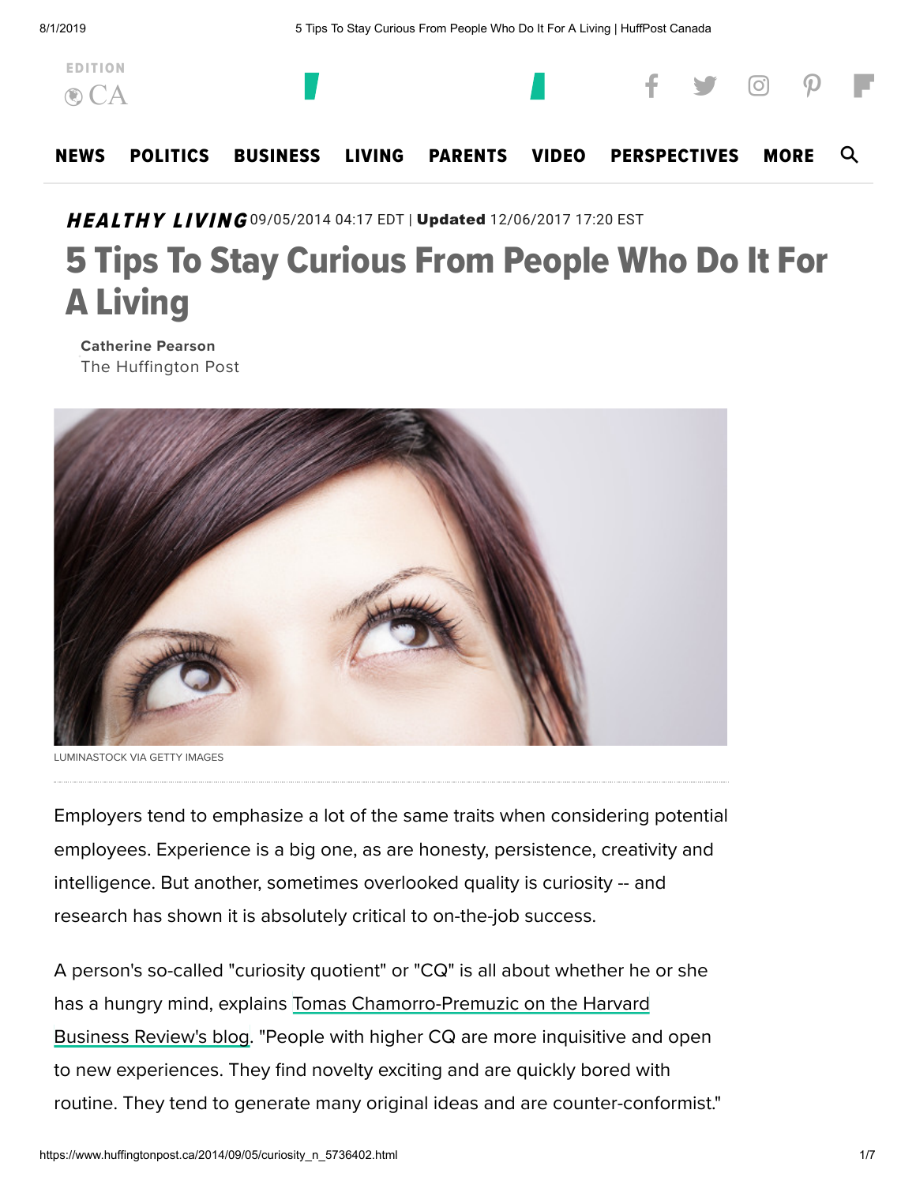*HEALTHY LIVING* 09/05/2014 04:17 EDT | **Updated** 12/06/2017 17:20 EST

# 5 Tips To Stay Curious From People Who Do It For A Living

**Catherine Pearson**
The Huffington Post

LUMINASTOCK VIA GETTY IMAGES

Employers tend to emphasize a lot of the same traits when considering potential employees. Experience is a big one, as are honesty, persistence, creativity and intelligence. But another, sometimes overlooked quality is curiosity -- and research has shown it is absolutely critical to on-the-job success.

A person's so-called "curiosity quotient" or "CQ" is all about whether he or she has a hungry mind, explains Tomas Chamorro-Premuzic on the Harvard Business Review's blog. "People with higher CQ are more inquisitive and open to new experiences. They find novelty exciting and are quickly bored with routine. They tend to generate many original ideas and are counter-conformist."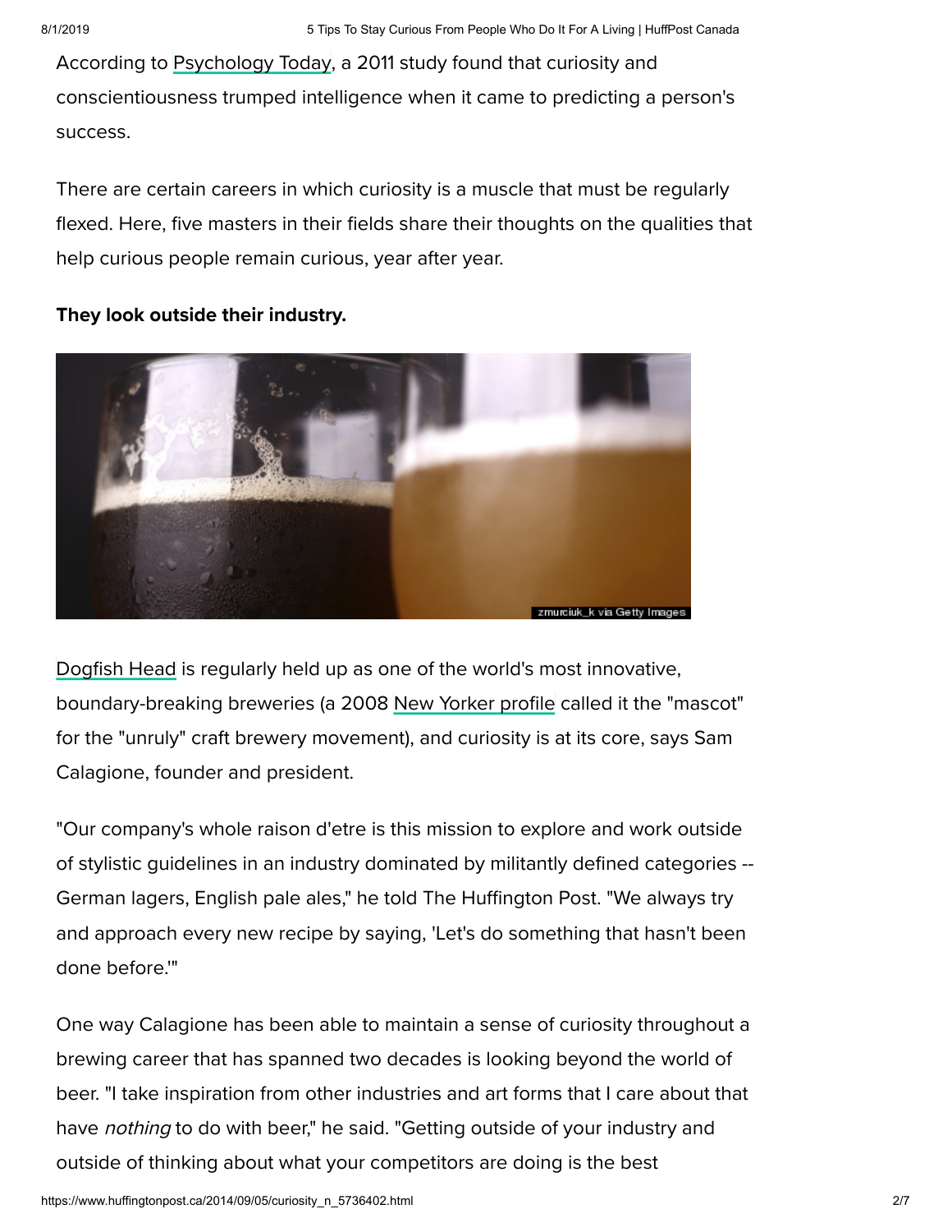According to Psychology Today, a 2011 study found that curiosity and conscientiousness trumped intelligence when it came to predicting a person's success.

There are certain careers in which curiosity is a muscle that must be regularly flexed. Here, five masters in their fields share their thoughts on the qualities that help curious people remain curious, year after year.

**They look outside their industry.**

zmurciuk_k via Getty Images

Dogfish Head is regularly held up as one of the world's most innovative, boundary-breaking breweries (a 2008 New Yorker profile called it the "mascot" for the "unruly" craft brewery movement), and curiosity is at its core, says Sam Calagione, founder and president.

"Our company's whole raison d'etre is this mission to explore and work outside of stylistic guidelines in an industry dominated by militantly defined categories -- German lagers, English pale ales," he told The Huffington Post. "We always try and approach every new recipe by saying, 'Let's do something that hasn't been done before.'"

One way Calagione has been able to maintain a sense of curiosity throughout a brewing career that has spanned two decades is looking beyond the world of beer. "I take inspiration from other industries and art forms that I care about that have *nothing* to do with beer," he said. "Getting outside of your industry and outside of thinking about what your competitors are doing is the best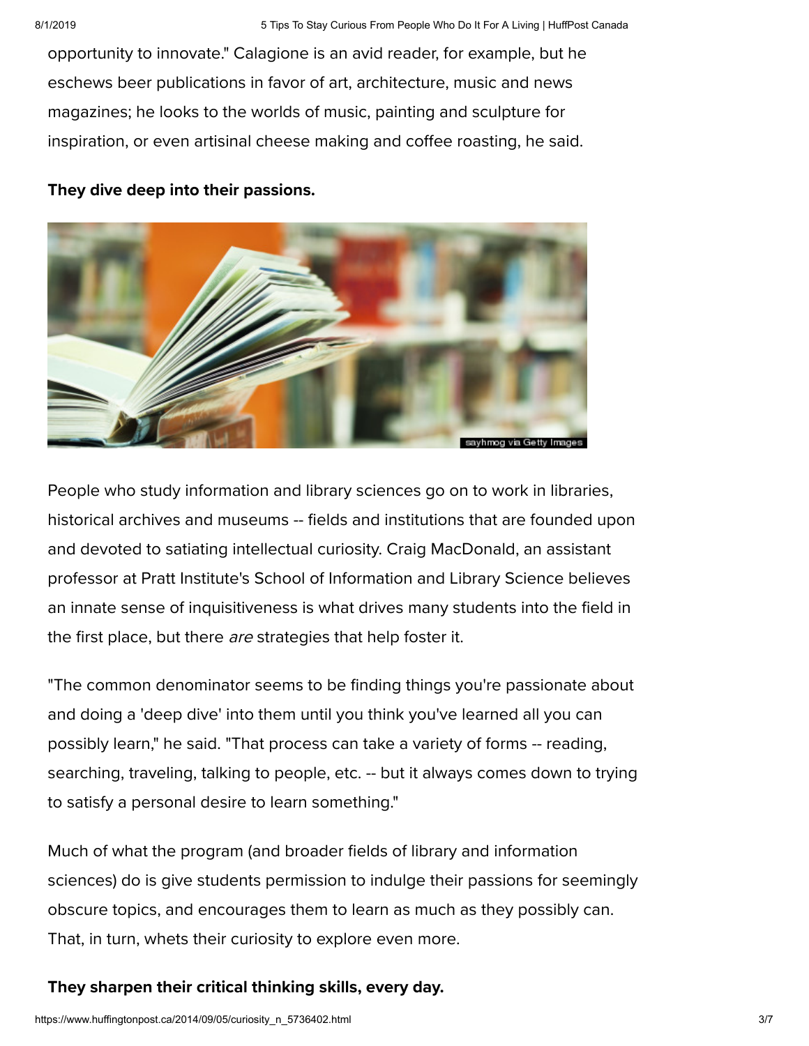opportunity to innovate." Calagione is an avid reader, for example, but he eschews beer publications in favor of art, architecture, music and news magazines; he looks to the worlds of music, painting and sculpture for inspiration, or even artisinal cheese making and coffee roasting, he said.

**They dive deep into their passions.**

sayhmog via Getty Images

People who study information and library sciences go on to work in libraries, historical archives and museums -- fields and institutions that are founded upon and devoted to satiating intellectual curiosity. Craig MacDonald, an assistant professor at Pratt Institute's School of Information and Library Science believes an innate sense of inquisitiveness is what drives many students into the field in the first place, but there *are* strategies that help foster it.

"The common denominator seems to be finding things you're passionate about and doing a 'deep dive' into them until you think you've learned all you can possibly learn," he said. "That process can take a variety of forms -- reading, searching, traveling, talking to people, etc. -- but it always comes down to trying to satisfy a personal desire to learn something."

Much of what the program (and broader fields of library and information sciences) do is give students permission to indulge their passions for seemingly obscure topics, and encourages them to learn as much as they possibly can. That, in turn, whets their curiosity to explore even more.

**They sharpen their critical thinking skills, every day.**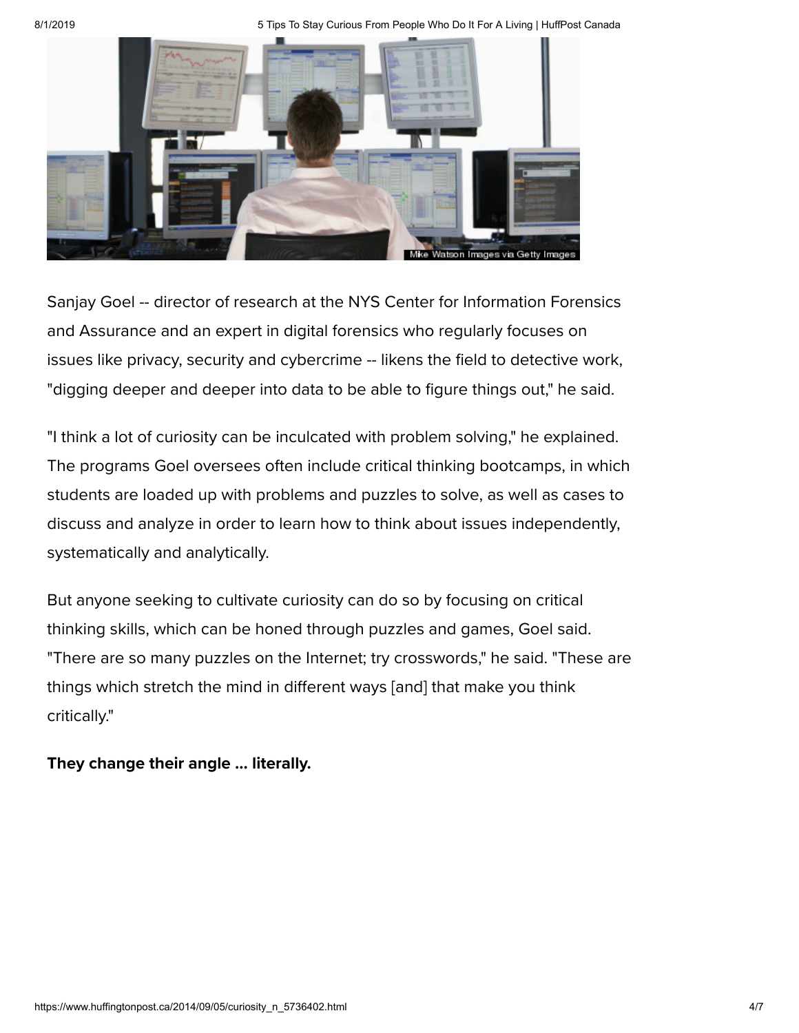Mike Watson Images via Getty Images

Sanjay Goel -- director of research at the NYS Center for Information Forensics and Assurance and an expert in digital forensics who regularly focuses on issues like privacy, security and cybercrime -- likens the field to detective work, "digging deeper and deeper into data to be able to figure things out," he said.

"I think a lot of curiosity can be inculcated with problem solving," he explained. The programs Goel oversees often include critical thinking bootcamps, in which students are loaded up with problems and puzzles to solve, as well as cases to discuss and analyze in order to learn how to think about issues independently, systematically and analytically.

But anyone seeking to cultivate curiosity can do so by focusing on critical thinking skills, which can be honed through puzzles and games, Goel said. "There are so many puzzles on the Internet; try crosswords," he said. "These are things which stretch the mind in different ways [and] that make you think critically."

**They change their angle ... literally.**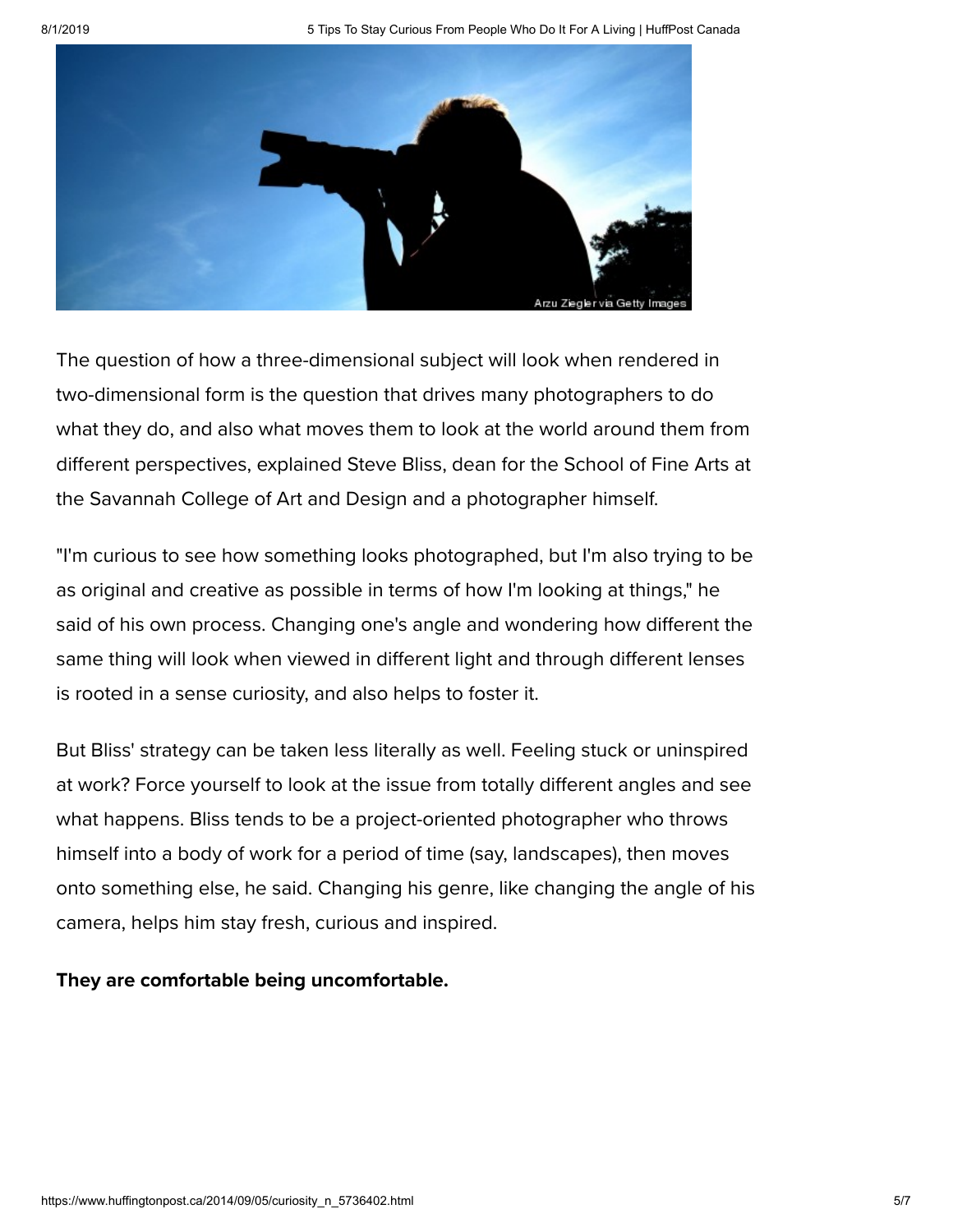Arzu Ziegler via Getty Images

The question of how a three-dimensional subject will look when rendered in two-dimensional form is the question that drives many photographers to do what they do, and also what moves them to look at the world around them from different perspectives, explained Steve Bliss, dean for the School of Fine Arts at the Savannah College of Art and Design and a photographer himself.

"I'm curious to see how something looks photographed, but I'm also trying to be as original and creative as possible in terms of how I'm looking at things," he said of his own process. Changing one's angle and wondering how different the same thing will look when viewed in different light and through different lenses is rooted in a sense curiosity, and also helps to foster it.

But Bliss' strategy can be taken less literally as well. Feeling stuck or uninspired at work? Force yourself to look at the issue from totally different angles and see what happens. Bliss tends to be a project-oriented photographer who throws himself into a body of work for a period of time (say, landscapes), then moves onto something else, he said. Changing his genre, like changing the angle of his camera, helps him stay fresh, curious and inspired.

**They are comfortable being uncomfortable.**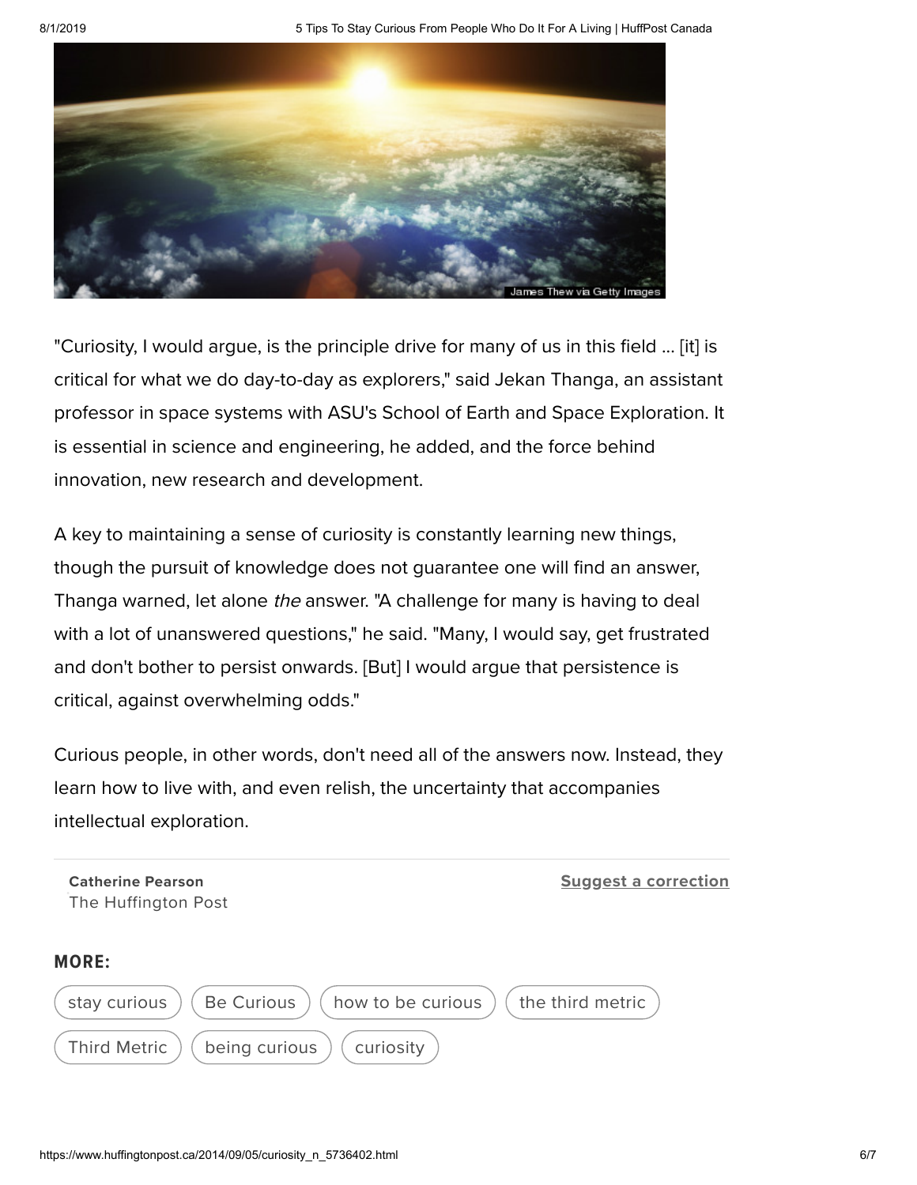James Thew via Getty Images

"Curiosity, I would argue, is the principle drive for many of us in this field ... [it] is critical for what we do day-to-day as explorers," said Jekan Thanga, an assistant professor in space systems with ASU's School of Earth and Space Exploration. It is essential in science and engineering, he added, and the force behind innovation, new research and development.

A key to maintaining a sense of curiosity is constantly learning new things, though the pursuit of knowledge does not guarantee one will find an answer, Thanga warned, let alone *the* answer. "A challenge for many is having to deal with a lot of unanswered questions," he said. "Many, I would say, get frustrated and don't bother to persist onwards. [But] I would argue that persistence is critical, against overwhelming odds."

Curious people, in other words, don't need all of the answers now. Instead, they learn how to live with, and even relish, the uncertainty that accompanies intellectual exploration.

**Catherine Pearson**
The Huffington Post

Suggest a correction

**MORE:**

stay curious | Be Curious | how to be curious | the third metric | Third Metric | being curious | curiosity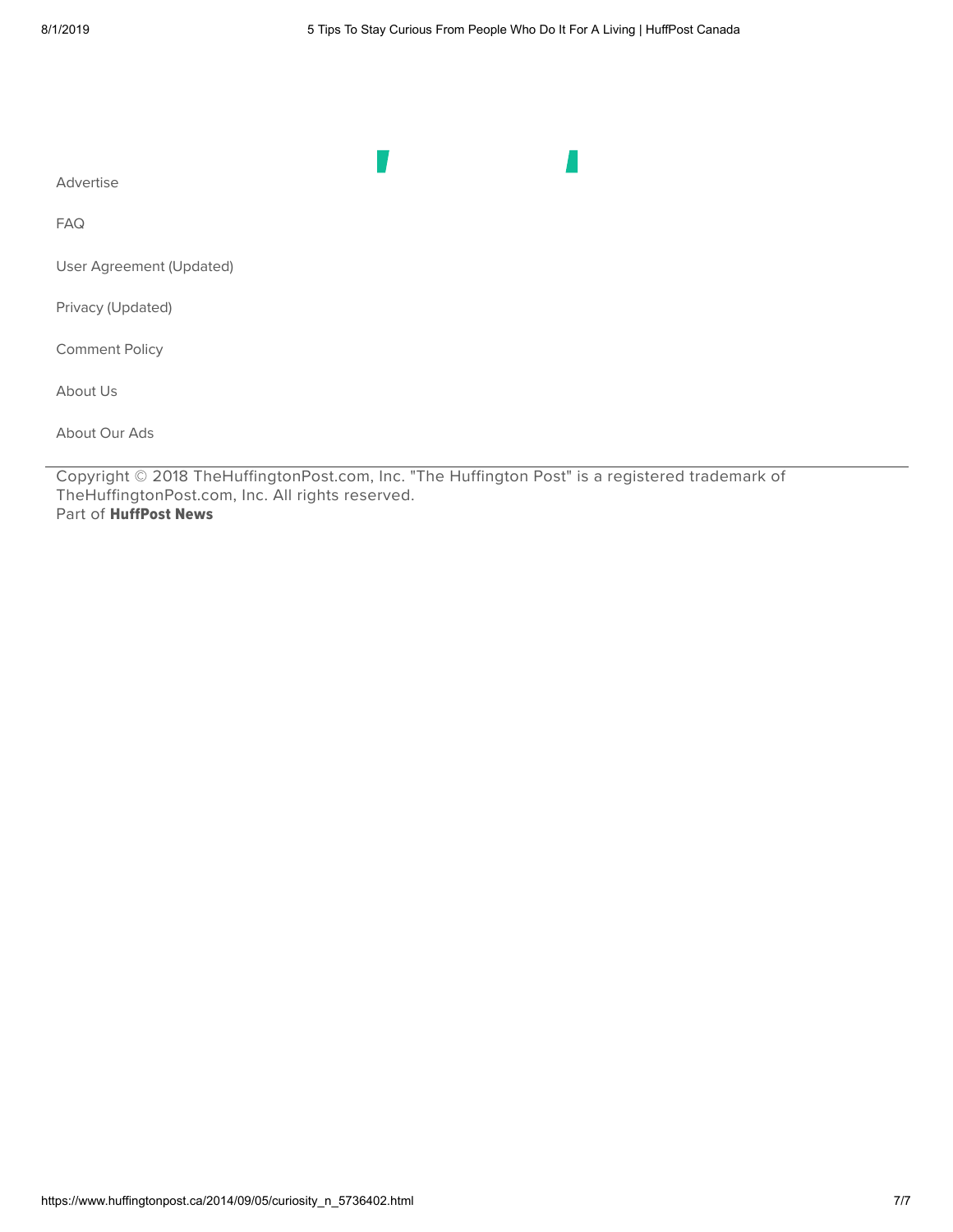Advertise

FAQ

User Agreement (Updated)

Privacy (Updated)

Comment Policy

About Us

About Our Ads

---

Copyright © 2018 TheHuffingtonPost.com, Inc. "The Huffington Post" is a registered trademark of TheHuffingtonPost.com, Inc. All rights reserved.
Part of **HuffPost News**